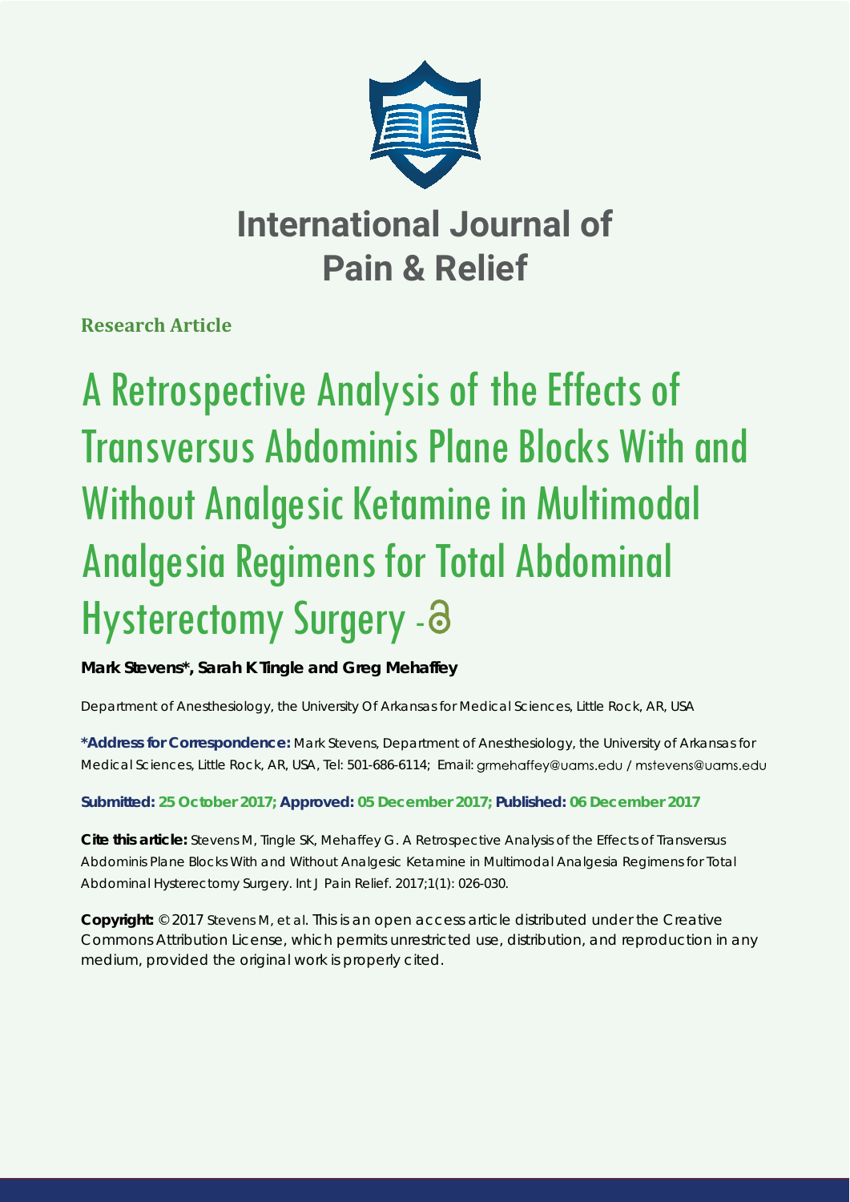# International Journal of Pain & Relief

**Research Article**

# A Retrospective Analysis of the Effects of Transversus Abdominis Plane Blocks With and Without Analgesic Ketamine in Multimodal Analgesia Regimens for Total Abdominal Hysterectomy Surgery

**Mark Stevens*, Sarah K Tingle and Greg Mehaffey**

Department of Anesthesiology, the University Of Arkansas for Medical Sciences, Little Rock, AR, USA

**\*Address for Correspondence:** Mark Stevens, Department of Anesthesiology, the University of Arkansas for Medical Sciences, Little Rock, AR, USA, Tel: 501-686-6114; Email: grmehaffey@uams.edu / mstevens@uams.edu

**Submitted: 25 October 2017; Approved: 05 December 2017; Published: 06 December 2017**

**Cite this article:** Stevens M, Tingle SK, Mehaffey G. A Retrospective Analysis of the Effects of Transversus Abdominis Plane Blocks With and Without Analgesic Ketamine in Multimodal Analgesia Regimens for Total Abdominal Hysterectomy Surgery. Int J Pain Relief. 2017;1(1): 026-030.

**Copyright:** © 2017 Stevens M, et al. This is an open access article distributed under the Creative Commons Attribution License, which permits unrestricted use, distribution, and reproduction in any medium, provided the original work is properly cited.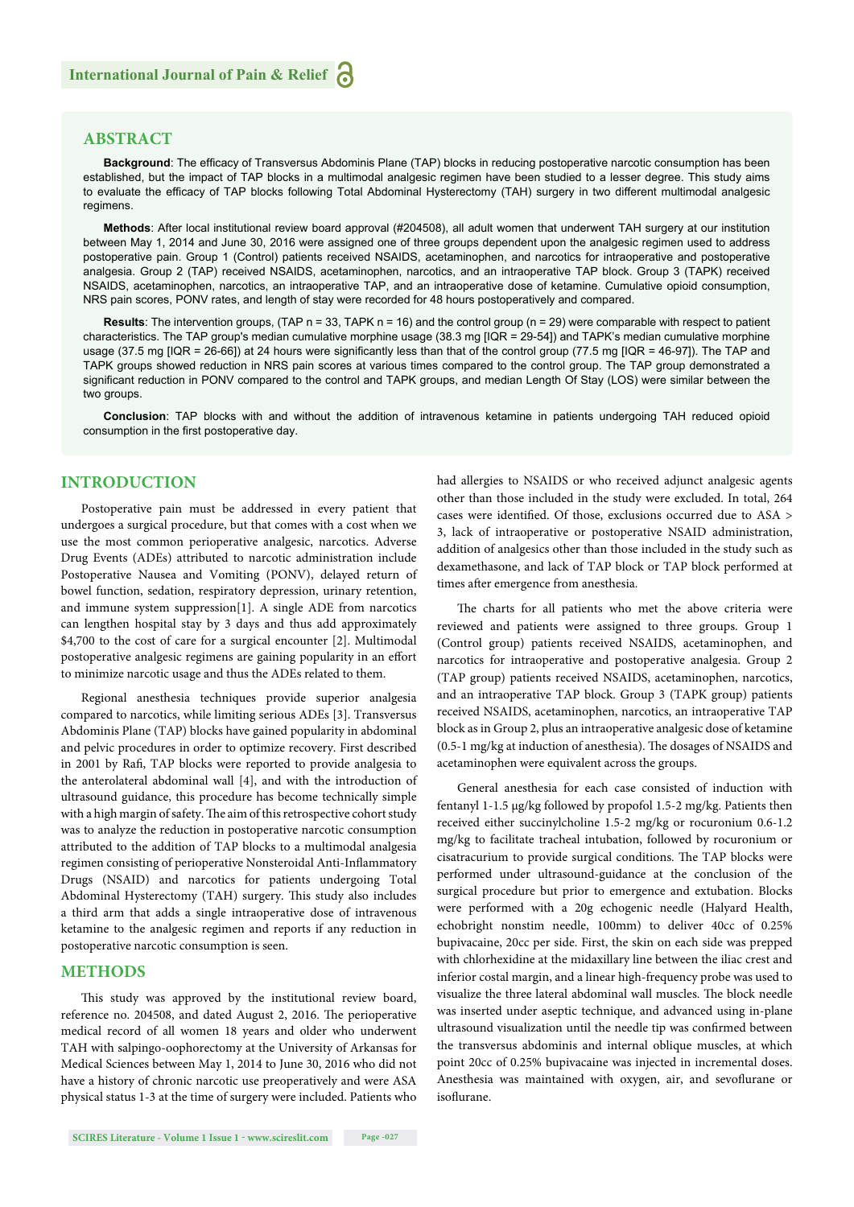## ABSTRACT

**Background**: The efficacy of Transversus Abdominis Plane (TAP) blocks in reducing postoperative narcotic consumption has been established, but the impact of TAP blocks in a multimodal analgesic regimen have been studied to a lesser degree. This study aims to evaluate the efficacy of TAP blocks following Total Abdominal Hysterectomy (TAH) surgery in two different multimodal analgesic regimens.

**Methods**: After local institutional review board approval (#204508), all adult women that underwent TAH surgery at our institution between May 1, 2014 and June 30, 2016 were assigned one of three groups dependent upon the analgesic regimen used to address postoperative pain. Group 1 (Control) patients received NSAIDS, acetaminophen, and narcotics for intraoperative and postoperative analgesia. Group 2 (TAP) received NSAIDS, acetaminophen, narcotics, and an intraoperative TAP block. Group 3 (TAPK) received NSAIDS, acetaminophen, narcotics, an intraoperative TAP, and an intraoperative dose of ketamine. Cumulative opioid consumption, NRS pain scores, PONV rates, and length of stay were recorded for 48 hours postoperatively and compared.

**Results**: The intervention groups, (TAP n = 33, TAPK n = 16) and the control group (n = 29) were comparable with respect to patient characteristics. The TAP group's median cumulative morphine usage (38.3 mg [IQR = 29-54]) and TAPK's median cumulative morphine usage (37.5 mg [IQR = 26-66]) at 24 hours were significantly less than that of the control group (77.5 mg [IQR = 46-97]). The TAP and TAPK groups showed reduction in NRS pain scores at various times compared to the control group. The TAP group demonstrated a significant reduction in PONV compared to the control and TAPK groups, and median Length Of Stay (LOS) were similar between the two groups.

**Conclusion**: TAP blocks with and without the addition of intravenous ketamine in patients undergoing TAH reduced opioid consumption in the first postoperative day.

## INTRODUCTION

Postoperative pain must be addressed in every patient that undergoes a surgical procedure, but that comes with a cost when we use the most common perioperative analgesic, narcotics. Adverse Drug Events (ADEs) attributed to narcotic administration include Postoperative Nausea and Vomiting (PONV), delayed return of bowel function, respiratory depression, urinary retention, and immune system suppression[1]. A single ADE from narcotics can lengthen hospital stay by 3 days and thus add approximately $4,700 to the cost of care for a surgical encounter [2]. Multimodal postoperative analgesic regimens are gaining popularity in an effort to minimize narcotic usage and thus the ADEs related to them.

Regional anesthesia techniques provide superior analgesia compared to narcotics, while limiting serious ADEs [3]. Transversus Abdominis Plane (TAP) blocks have gained popularity in abdominal and pelvic procedures in order to optimize recovery. First described in 2001 by Rafi, TAP blocks were reported to provide analgesia to the anterolateral abdominal wall [4], and with the introduction of ultrasound guidance, this procedure has become technically simple with a high margin of safety. The aim of this retrospective cohort study was to analyze the reduction in postoperative narcotic consumption attributed to the addition of TAP blocks to a multimodal analgesia regimen consisting of perioperative Nonsteroidal Anti-Inflammatory Drugs (NSAID) and narcotics for patients undergoing Total Abdominal Hysterectomy (TAH) surgery. This study also includes a third arm that adds a single intraoperative dose of intravenous ketamine to the analgesic regimen and reports if any reduction in postoperative narcotic consumption is seen.

## METHODS

This study was approved by the institutional review board, reference no. 204508, and dated August 2, 2016. The perioperative medical record of all women 18 years and older who underwent TAH with salpingo-oophorectomy at the University of Arkansas for Medical Sciences between May 1, 2014 to June 30, 2016 who did not have a history of chronic narcotic use preoperatively and were ASA physical status 1-3 at the time of surgery were included. Patients who had allergies to NSAIDS or who received adjunct analgesic agents other than those included in the study were excluded. In total, 264 cases were identified. Of those, exclusions occurred due to ASA > 3, lack of intraoperative or postoperative NSAID administration, addition of analgesics other than those included in the study such as dexamethasone, and lack of TAP block or TAP block performed at times after emergence from anesthesia.

The charts for all patients who met the above criteria were reviewed and patients were assigned to three groups. Group 1 (Control group) patients received NSAIDS, acetaminophen, and narcotics for intraoperative and postoperative analgesia. Group 2 (TAP group) patients received NSAIDS, acetaminophen, narcotics, and an intraoperative TAP block. Group 3 (TAPK group) patients received NSAIDS, acetaminophen, narcotics, an intraoperative TAP block as in Group 2, plus an intraoperative analgesic dose of ketamine (0.5-1 mg/kg at induction of anesthesia). The dosages of NSAIDS and acetaminophen were equivalent across the groups.

General anesthesia for each case consisted of induction with fentanyl 1-1.5 μg/kg followed by propofol 1.5-2 mg/kg. Patients then received either succinylcholine 1.5-2 mg/kg or rocuronium 0.6-1.2 mg/kg to facilitate tracheal intubation, followed by rocuronium or cisatracurium to provide surgical conditions. The TAP blocks were performed under ultrasound-guidance at the conclusion of the surgical procedure but prior to emergence and extubation. Blocks were performed with a 20g echogenic needle (Halyard Health, echobright nonstim needle, 100mm) to deliver 40cc of 0.25% bupivacaine, 20cc per side. First, the skin on each side was prepped with chlorhexidine at the midaxillary line between the iliac crest and inferior costal margin, and a linear high-frequency probe was used to visualize the three lateral abdominal wall muscles. The block needle was inserted under aseptic technique, and advanced using in-plane ultrasound visualization until the needle tip was confirmed between the transversus abdominis and internal oblique muscles, at which point 20cc of 0.25% bupivacaine was injected in incremental doses. Anesthesia was maintained with oxygen, air, and sevoflurane or isoflurane.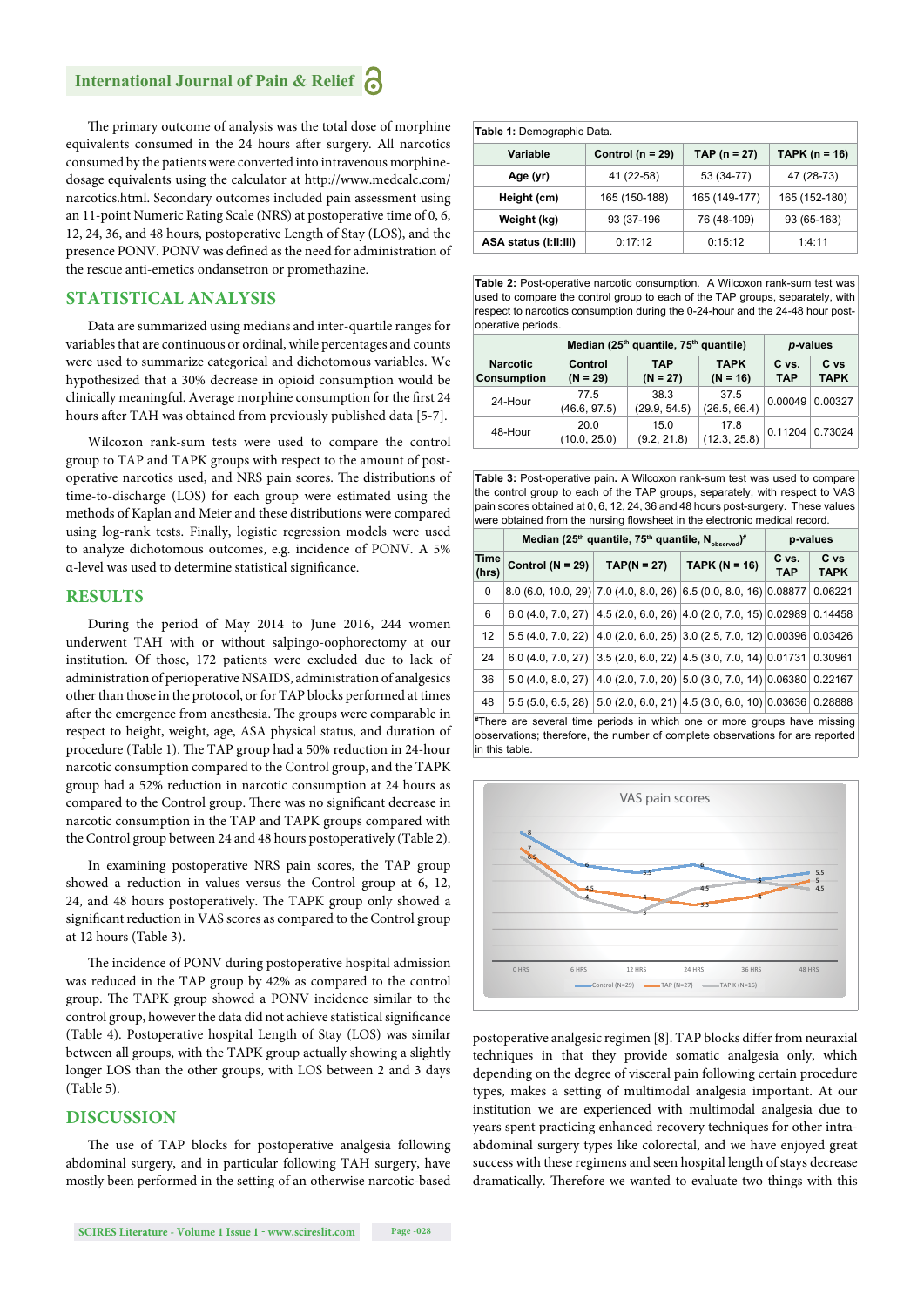The primary outcome of analysis was the total dose of morphine equivalents consumed in the 24 hours after surgery. All narcotics consumed by the patients were converted into intravenous morphine-dosage equivalents using the calculator at http://www.medcalc.com/narcotics.html. Secondary outcomes included pain assessment using an 11-point Numeric Rating Scale (NRS) at postoperative time of 0, 6, 12, 24, 36, and 48 hours, postoperative Length of Stay (LOS), and the presence PONV. PONV was defined as the need for administration of the rescue anti-emetics ondansetron or promethazine.

## STATISTICAL ANALYSIS

Data are summarized using medians and inter-quartile ranges for variables that are continuous or ordinal, while percentages and counts were used to summarize categorical and dichotomous variables. We hypothesized that a 30% decrease in opioid consumption would be clinically meaningful. Average morphine consumption for the first 24 hours after TAH was obtained from previously published data [5-7].

Wilcoxon rank-sum tests were used to compare the control group to TAP and TAPK groups with respect to the amount of post-operative narcotics used, and NRS pain scores. The distributions of time-to-discharge (LOS) for each group were estimated using the methods of Kaplan and Meier and these distributions were compared using log-rank tests. Finally, logistic regression models were used to analyze dichotomous outcomes, e.g. incidence of PONV. A 5% α-level was used to determine statistical significance.

## RESULTS

During the period of May 2014 to June 2016, 244 women underwent TAH with or without salpingo-oophorectomy at our institution. Of those, 172 patients were excluded due to lack of administration of perioperative NSAIDS, administration of analgesics other than those in the protocol, or for TAP blocks performed at times after the emergence from anesthesia. The groups were comparable in respect to height, weight, age, ASA physical status, and duration of procedure (Table 1). The TAP group had a 50% reduction in 24-hour narcotic consumption compared to the Control group, and the TAPK group had a 52% reduction in narcotic consumption at 24 hours as compared to the Control group. There was no significant decrease in narcotic consumption in the TAP and TAPK groups compared with the Control group between 24 and 48 hours postoperatively (Table 2).

In examining postoperative NRS pain scores, the TAP group showed a reduction in values versus the Control group at 6, 12, 24, and 48 hours postoperatively. The TAPK group only showed a significant reduction in VAS scores as compared to the Control group at 12 hours (Table 3).

The incidence of PONV during postoperative hospital admission was reduced in the TAP group by 42% as compared to the control group. The TAPK group showed a PONV incidence similar to the control group, however the data did not achieve statistical significance (Table 4). Postoperative hospital Length of Stay (LOS) was similar between all groups, with the TAPK group actually showing a slightly longer LOS than the other groups, with LOS between 2 and 3 days (Table 5).

## DISCUSSION

The use of TAP blocks for postoperative analgesia following abdominal surgery, and in particular following TAH surgery, have mostly been performed in the setting of an otherwise narcotic-based postoperative analgesic regimen [8]. TAP blocks differ from neuraxial techniques in that they provide somatic analgesia only, which depending on the degree of visceral pain following certain procedure types, makes a setting of multimodal analgesia important. At our institution we are experienced with multimodal analgesia due to years spent practicing enhanced recovery techniques for other intra-abdominal surgery types like colorectal, and we have enjoyed great success with these regimens and seen hospital length of stays decrease dramatically. Therefore we wanted to evaluate two things with this

**Table 1:** Demographic Data.

| Variable | Control (n = 29) | TAP (n = 27) | TAPK (n = 16) |
|---|---|---|---|
| Age (yr) | 41 (22-58) | 53 (34-77) | 47 (28-73) |
| Height (cm) | 165 (150-188) | 165 (149-177) | 165 (152-180) |
| Weight (kg) | 93 (37-196 | 76 (48-109) | 93 (65-163) |
| ASA status (I:II:III) | 0:17:12 | 0:15:12 | 1:4:11 |

**Table 2:** Post-operative narcotic consumption. A Wilcoxon rank-sum test was used to compare the control group to each of the TAP groups, separately, with respect to narcotics consumption during the 0-24-hour and the 24-48 hour post-operative periods.

| | Median (25th quantile, 75th quantile) | | | *p*-values | |
|---|---|---|---|---|---|
| Narcotic Consumption | Control (N = 29) | TAP (N = 27) | TAPK (N = 16) | C vs. TAP | C vs TAPK |
| 24-Hour | 77.5 (46.6, 97.5) | 38.3 (29.9, 54.5) | 37.5 (26.5, 66.4) | 0.00049 | 0.00327 |
| 48-Hour | 20.0 (10.0, 25.0) | 15.0 (9.2, 21.8) | 17.8 (12.3, 25.8) | 0.11204 | 0.73024 |

**Table 3:** Post-operative pain. A Wilcoxon rank-sum test was used to compare the control group to each of the TAP groups, separately, with respect to VAS pain scores obtained at 0, 6, 12, 24, 36 and 48 hours post-surgery. These values were obtained from the nursing flowsheet in the electronic medical record.

| | Median (25th quantile, 75th quantile, $N_{observed}$)# | | | p-values | |
|---|---|---|---|---|---|
| Time (hrs) | Control (N = 29) | TAP(N = 27) | TAPK (N = 16) | C vs. TAP | C vs TAPK |
| 0 | 8.0 (6.0, 10.0, 29) | 7.0 (4.0, 8.0, 26) | 6.5 (0.0, 8.0, 16) | 0.08877 | 0.06221 |
| 6 | 6.0 (4.0, 7.0, 27) | 4.5 (2.0, 6.0, 26) | 4.0 (2.0, 7.0, 15) | 0.02989 | 0.14458 |
| 12 | 5.5 (4.0, 7.0, 22) | 4.0 (2.0, 6.0, 25) | 3.0 (2.5, 7.0, 12) | 0.00396 | 0.03426 |
| 24 | 6.0 (4.0, 7.0, 27) | 3.5 (2.0, 6.0, 22) | 4.5 (3.0, 7.0, 14) | 0.01731 | 0.30961 |
| 36 | 5.0 (4.0, 8.0, 27) | 4.0 (2.0, 7.0, 20) | 5.0 (3.0, 7.0, 14) | 0.06380 | 0.22167 |
| 48 | 5.5 (5.0, 6.5, 28) | 5.0 (2.0, 6.0, 21) | 4.5 (3.0, 6.0, 10) | 0.03636 | 0.28888 |

#There are several time periods in which one or more groups have missing observations; therefore, the number of complete observations for are reported in this table.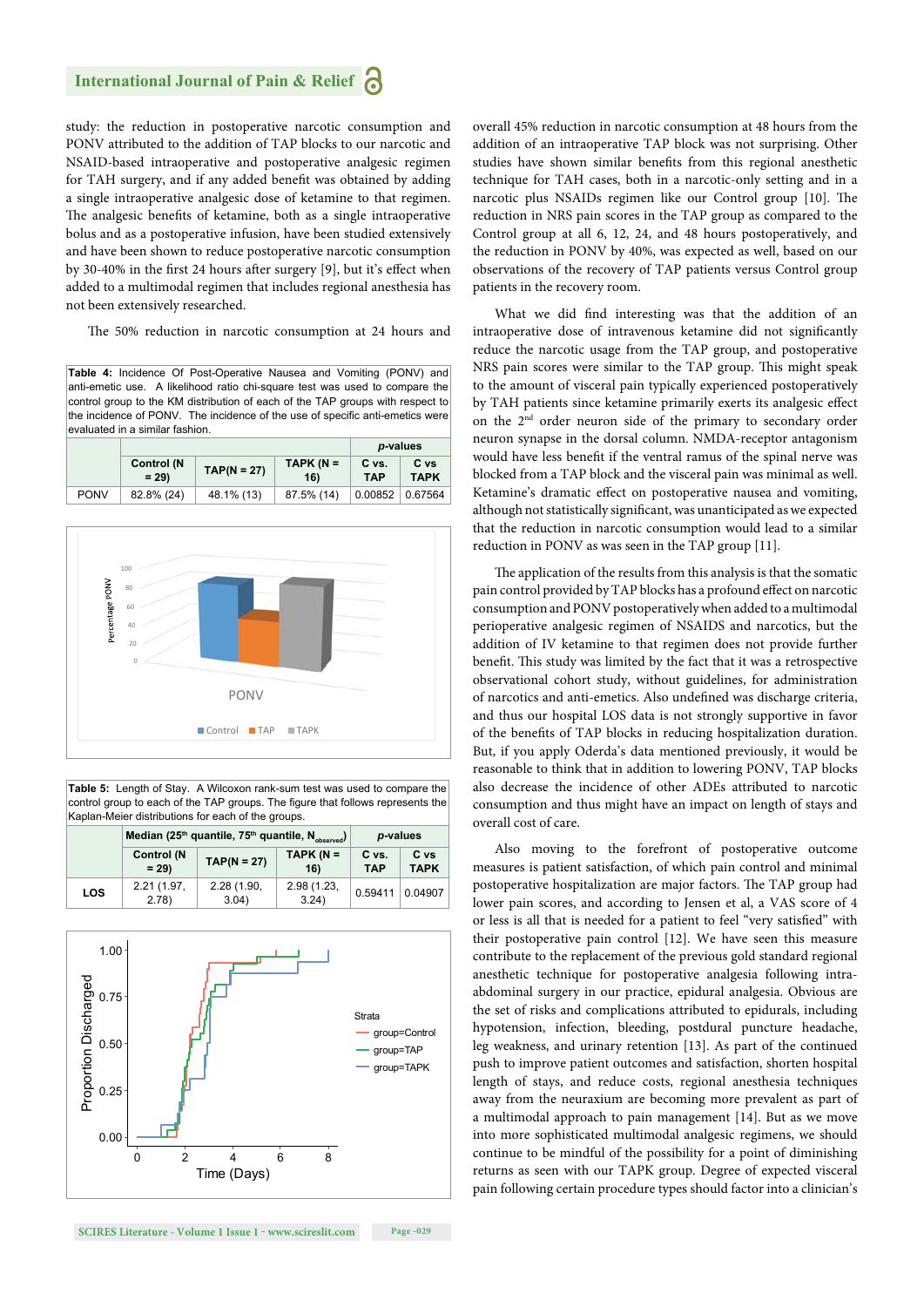study: the reduction in postoperative narcotic consumption and PONV attributed to the addition of TAP blocks to our narcotic and NSAID-based intraoperative and postoperative analgesic regimen for TAH surgery, and if any added benefit was obtained by adding a single intraoperative analgesic dose of ketamine to that regimen. The analgesic benefits of ketamine, both as a single intraoperative bolus and as a postoperative infusion, have been studied extensively and have been shown to reduce postoperative narcotic consumption by 30-40% in the first 24 hours after surgery [9], but it's effect when added to a multimodal regimen that includes regional anesthesia has not been extensively researched.

The 50% reduction in narcotic consumption at 24 hours and overall 45% reduction in narcotic consumption at 48 hours from the addition of an intraoperative TAP block was not surprising. Other studies have shown similar benefits from this regional anesthetic technique for TAH cases, both in a narcotic-only setting and in a narcotic plus NSAIDs regimen like our Control group [10]. The reduction in NRS pain scores in the TAP group as compared to the Control group at all 6, 12, 24, and 48 hours postoperatively, and the reduction in PONV by 40%, was expected as well, based on our observations of the recovery of TAP patients versus Control group patients in the recovery room.

**Table 4:** Incidence Of Post-Operative Nausea and Vomiting (PONV) and anti-emetic use. A likelihood ratio chi-square test was used to compare the control group to the KM distribution of each of the TAP groups with respect to the incidence of PONV. The incidence of the use of specific anti-emetics were evaluated in a similar fashion.

| | | | | *p*-values | |
|---|---|---|---|---|---|
| | Control (N = 29) | TAP(N = 27) | TAPK (N = 16) | C vs. TAP | C vs TAPK |
| PONV | 82.8% (24) | 48.1% (13) | 87.5% (14) | 0.00852 | 0.67564 |

**Table 5:** Length of Stay. A Wilcoxon rank-sum test was used to compare the control group to each of the TAP groups. The figure that follows represents the Kaplan-Meier distributions for each of the groups.

| | Median (25th quantile, 75th quantile, $N_{observed}$) | | | *p*-values | |
|---|---|---|---|---|---|
| | Control (N = 29) | TAP(N = 27) | TAPK (N = 16) | C vs. TAP | C vs TAPK |
| LOS | 2.21 (1.97, 2.78) | 2.28 (1.90, 3.04) | 2.98 (1.23, 3.24) | 0.59411 | 0.04907 |

What we did find interesting was that the addition of an intraoperative dose of intravenous ketamine did not significantly reduce the narcotic usage from the TAP group, and postoperative NRS pain scores were similar to the TAP group. This might speak to the amount of visceral pain typically experienced postoperatively by TAH patients since ketamine primarily exerts its analgesic effect on the 2nd order neuron side of the primary to secondary order neuron synapse in the dorsal column. NMDA-receptor antagonism would have less benefit if the ventral ramus of the spinal nerve was blocked from a TAP block and the visceral pain was minimal as well. Ketamine's dramatic effect on postoperative nausea and vomiting, although not statistically significant, was unanticipated as we expected that the reduction in narcotic consumption would lead to a similar reduction in PONV as was seen in the TAP group [11].

The application of the results from this analysis is that the somatic pain control provided by TAP blocks has a profound effect on narcotic consumption and PONV postoperatively when added to a multimodal perioperative analgesic regimen of NSAIDS and narcotics, but the addition of IV ketamine to that regimen does not provide further benefit. This study was limited by the fact that it was a retrospective observational cohort study, without guidelines, for administration of narcotics and anti-emetics. Also undefined was discharge criteria, and thus our hospital LOS data is not strongly supportive in favor of the benefits of TAP blocks in reducing hospitalization duration. But, if you apply Oderda's data mentioned previously, it would be reasonable to think that in addition to lowering PONV, TAP blocks also decrease the incidence of other ADEs attributed to narcotic consumption and thus might have an impact on length of stays and overall cost of care.

Also moving to the forefront of postoperative outcome measures is patient satisfaction, of which pain control and minimal postoperative hospitalization are major factors. The TAP group had lower pain scores, and according to Jensen et al, a VAS score of 4 or less is all that is needed for a patient to feel "very satisfied" with their postoperative pain control [12]. We have seen this measure contribute to the replacement of the previous gold standard regional anesthetic technique for postoperative analgesia following intra-abdominal surgery in our practice, epidural analgesia. Obvious are the set of risks and complications attributed to epidurals, including hypotension, infection, bleeding, postdural puncture headache, leg weakness, and urinary retention [13]. As part of the continued push to improve patient outcomes and satisfaction, shorten hospital length of stays, and reduce costs, regional anesthesia techniques away from the neuraxium are becoming more prevalent as part of a multimodal approach to pain management [14]. But as we move into more sophisticated multimodal analgesic regimens, we should continue to be mindful of the possibility for a point of diminishing returns as seen with our TAPK group. Degree of expected visceral pain following certain procedure types should factor into a clinician's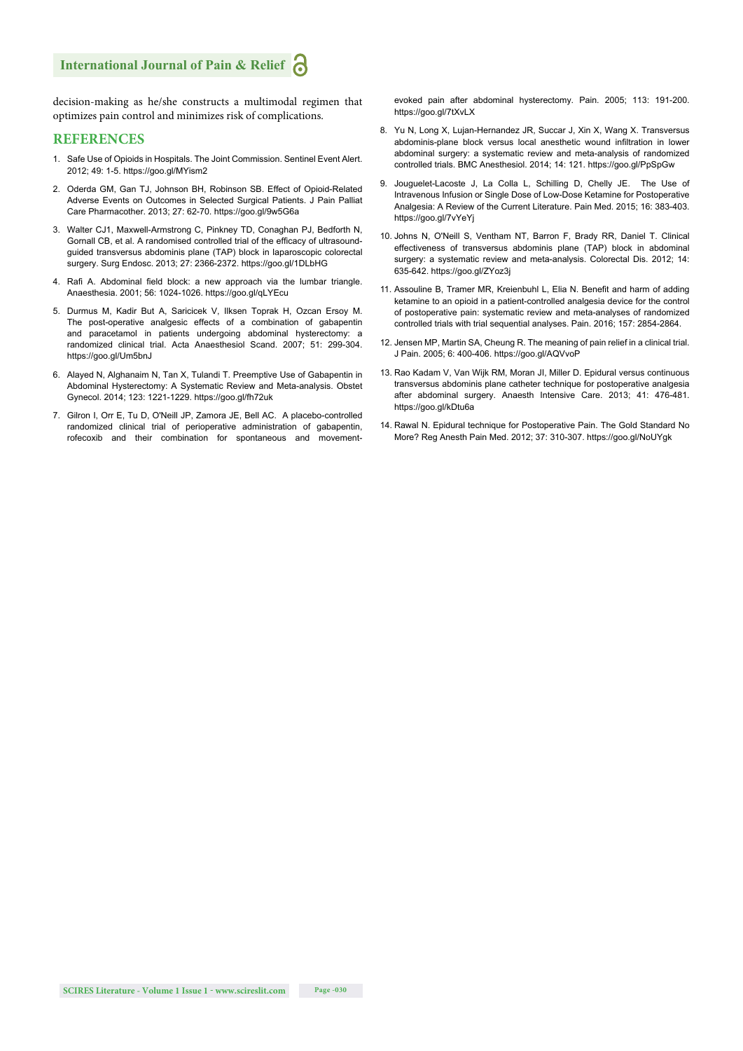decision-making as he/she constructs a multimodal regimen that optimizes pain control and minimizes risk of complications.

## REFERENCES

1. Safe Use of Opioids in Hospitals. The Joint Commission. Sentinel Event Alert. 2012; 49: 1-5. https://goo.gl/MYism2
2. Oderda GM, Gan TJ, Johnson BH, Robinson SB. Effect of Opioid-Related Adverse Events on Outcomes in Selected Surgical Patients. J Pain Palliat Care Pharmacother. 2013; 27: 62-70. https://goo.gl/9w5G6a
3. Walter CJ1, Maxwell-Armstrong C, Pinkney TD, Conaghan PJ, Bedforth N, Gornall CB, et al. A randomised controlled trial of the efficacy of ultrasound-guided transversus abdominis plane (TAP) block in laparoscopic colorectal surgery. Surg Endosc. 2013; 27: 2366-2372. https://goo.gl/1DLbHG
4. Rafi A. Abdominal field block: a new approach via the lumbar triangle. Anaesthesia. 2001; 56: 1024-1026. https://goo.gl/qLYEcu
5. Durmus M, Kadir But A, Saricicek V, Ilksen Toprak H, Ozcan Ersoy M. The post-operative analgesic effects of a combination of gabapentin and paracetamol in patients undergoing abdominal hysterectomy: a randomized clinical trial. Acta Anaesthesiol Scand. 2007; 51: 299-304. https://goo.gl/Um5bnJ
6. Alayed N, Alghanaim N, Tan X, Tulandi T. Preemptive Use of Gabapentin in Abdominal Hysterectomy: A Systematic Review and Meta-analysis. Obstet Gynecol. 2014; 123: 1221-1229. https://goo.gl/fh72uk
7. Gilron I, Orr E, Tu D, O'Neill JP, Zamora JE, Bell AC. A placebo-controlled randomized clinical trial of perioperative administration of gabapentin, rofecoxib and their combination for spontaneous and movement-evoked pain after abdominal hysterectomy. Pain. 2005; 113: 191-200. https://goo.gl/7tXvLX
8. Yu N, Long X, Lujan-Hernandez JR, Succar J, Xin X, Wang X. Transversus abdominis-plane block versus local anesthetic wound infiltration in lower abdominal surgery: a systematic review and meta-analysis of randomized controlled trials. BMC Anesthesiol. 2014; 14: 121. https://goo.gl/PpSpGw
9. Jouguelet-Lacoste J, La Colla L, Schilling D, Chelly JE. The Use of Intravenous Infusion or Single Dose of Low-Dose Ketamine for Postoperative Analgesia: A Review of the Current Literature. Pain Med. 2015; 16: 383-403. https://goo.gl/7vYeYj
10. Johns N, O'Neill S, Ventham NT, Barron F, Brady RR, Daniel T. Clinical effectiveness of transversus abdominis plane (TAP) block in abdominal surgery: a systematic review and meta-analysis. Colorectal Dis. 2012; 14: 635-642. https://goo.gl/ZYoz3j
11. Assouline B, Tramer MR, Kreienbuhl L, Elia N. Benefit and harm of adding ketamine to an opioid in a patient-controlled analgesia device for the control of postoperative pain: systematic review and meta-analyses of randomized controlled trials with trial sequential analyses. Pain. 2016; 157: 2854-2864.
12. Jensen MP, Martin SA, Cheung R. The meaning of pain relief in a clinical trial. J Pain. 2005; 6: 400-406. https://goo.gl/AQVvoP
13. Rao Kadam V, Van Wijk RM, Moran JI, Miller D. Epidural versus continuous transversus abdominis plane catheter technique for postoperative analgesia after abdominal surgery. Anaesth Intensive Care. 2013; 41: 476-481. https://goo.gl/kDtu6a
14. Rawal N. Epidural technique for Postoperative Pain. The Gold Standard No More? Reg Anesth Pain Med. 2012; 37: 310-307. https://goo.gl/NoUYgk